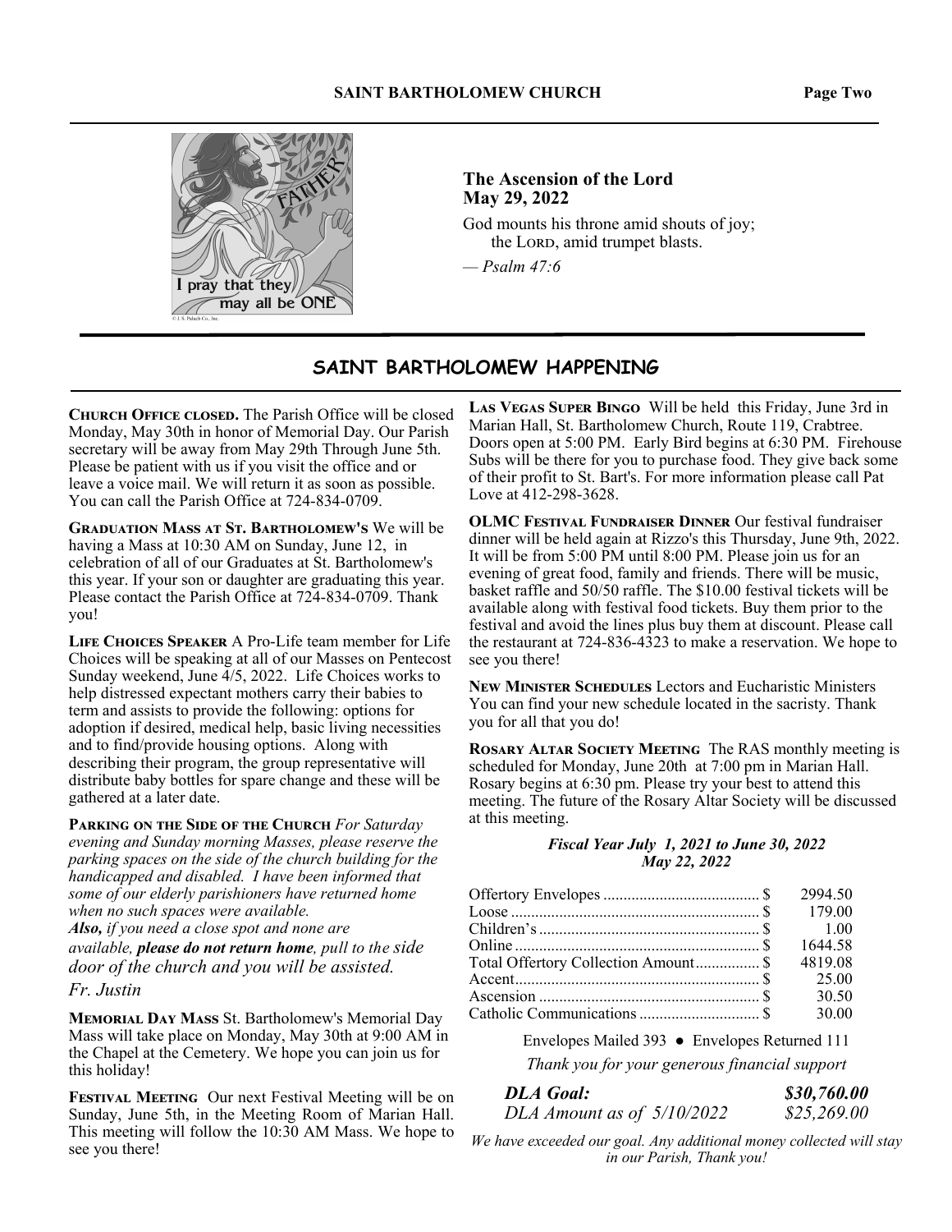## The Ascension of the Lord
## May 29, 2022

God mounts his throne amid shouts of joy;
the LORD, amid trumpet blasts.

*— Psalm 47:6*

# SAINT BARTHOLOMEW HAPPENING

**CHURCH OFFICE CLOSED.** The Parish Office will be closed Monday, May 30th in honor of Memorial Day. Our Parish secretary will be away from May 29th Through June 5th. Please be patient with us if you visit the office and or leave a voice mail. We will return it as soon as possible. You can call the Parish Office at 724-834-0709.

**GRADUATION MASS AT ST. BARTHOLOMEW'S** We will be having a Mass at 10:30 AM on Sunday, June 12, in celebration of all of our Graduates at St. Bartholomew's this year. If your son or daughter are graduating this year. Please contact the Parish Office at 724-834-0709. Thank you!

**LIFE CHOICES SPEAKER** A Pro-Life team member for Life Choices will be speaking at all of our Masses on Pentecost Sunday weekend, June 4/5, 2022. Life Choices works to help distressed expectant mothers carry their babies to term and assists to provide the following: options for adoption if desired, medical help, basic living necessities and to find/provide housing options. Along with describing their program, the group representative will distribute baby bottles for spare change and these will be gathered at a later date.

**PARKING ON THE SIDE OF THE CHURCH** *For Saturday evening and Sunday morning Masses, please reserve the parking spaces on the side of the church building for the handicapped and disabled. I have been informed that some of our elderly parishioners have returned home when no such spaces were available.*
***Also,*** *if you need a close spot and none are available,* ***please do not return home****, pull to the side door of the church and you will be assisted.*
*Fr. Justin*

**MEMORIAL DAY MASS** St. Bartholomew's Memorial Day Mass will take place on Monday, May 30th at 9:00 AM in the Chapel at the Cemetery. We hope you can join us for this holiday!

**FESTIVAL MEETING** Our next Festival Meeting will be on Sunday, June 5th, in the Meeting Room of Marian Hall. This meeting will follow the 10:30 AM Mass. We hope to see you there!

**LAS VEGAS SUPER BINGO** Will be held this Friday, June 3rd in Marian Hall, St. Bartholomew Church, Route 119, Crabtree. Doors open at 5:00 PM. Early Bird begins at 6:30 PM. Firehouse Subs will be there for you to purchase food. They give back some of their profit to St. Bart's. For more information please call Pat Love at 412-298-3628.

**OLMC FESTIVAL FUNDRAISER DINNER** Our festival fundraiser dinner will be held again at Rizzo's this Thursday, June 9th, 2022. It will be from 5:00 PM until 8:00 PM. Please join us for an evening of great food, family and friends. There will be music, basket raffle and 50/50 raffle. The $10.00 festival tickets will be available along with festival food tickets. Buy them prior to the festival and avoid the lines plus buy them at discount. Please call the restaurant at 724-836-4323 to make a reservation. We hope to see you there!

**NEW MINISTER SCHEDULES** Lectors and Eucharistic Ministers You can find your new schedule located in the sacristy. Thank you for all that you do!

**ROSARY ALTAR SOCIETY MEETING** The RAS monthly meeting is scheduled for Monday, June 20th at 7:00 pm in Marian Hall. Rosary begins at 6:30 pm. Please try your best to attend this meeting. The future of the Rosary Altar Society will be discussed at this meeting.

***Fiscal Year July 1, 2021 to June 30, 2022***
***May 22, 2022***

| | | |
|---|---|---|
| Offertory Envelopes | $ | 2994.50 |
| Loose | $ | 179.00 |
| Children's | $ | 1.00 |
| Online | $ | 1644.58 |
| Total Offertory Collection Amount | $ | 4819.08 |
| Accent | $ | 25.00 |
| Ascension | $ | 30.50 |
| Catholic Communications | $ | 30.00 |

Envelopes Mailed 393 ● Envelopes Returned 111

*Thank you for your generous financial support*

| | |
|---|---|
| ***DLA Goal:*** | ***$30,760.00*** |
| *DLA Amount as of 5/10/2022* | *$25,269.00* |

*We have exceeded our goal. Any additional money collected will stay in our Parish, Thank you!*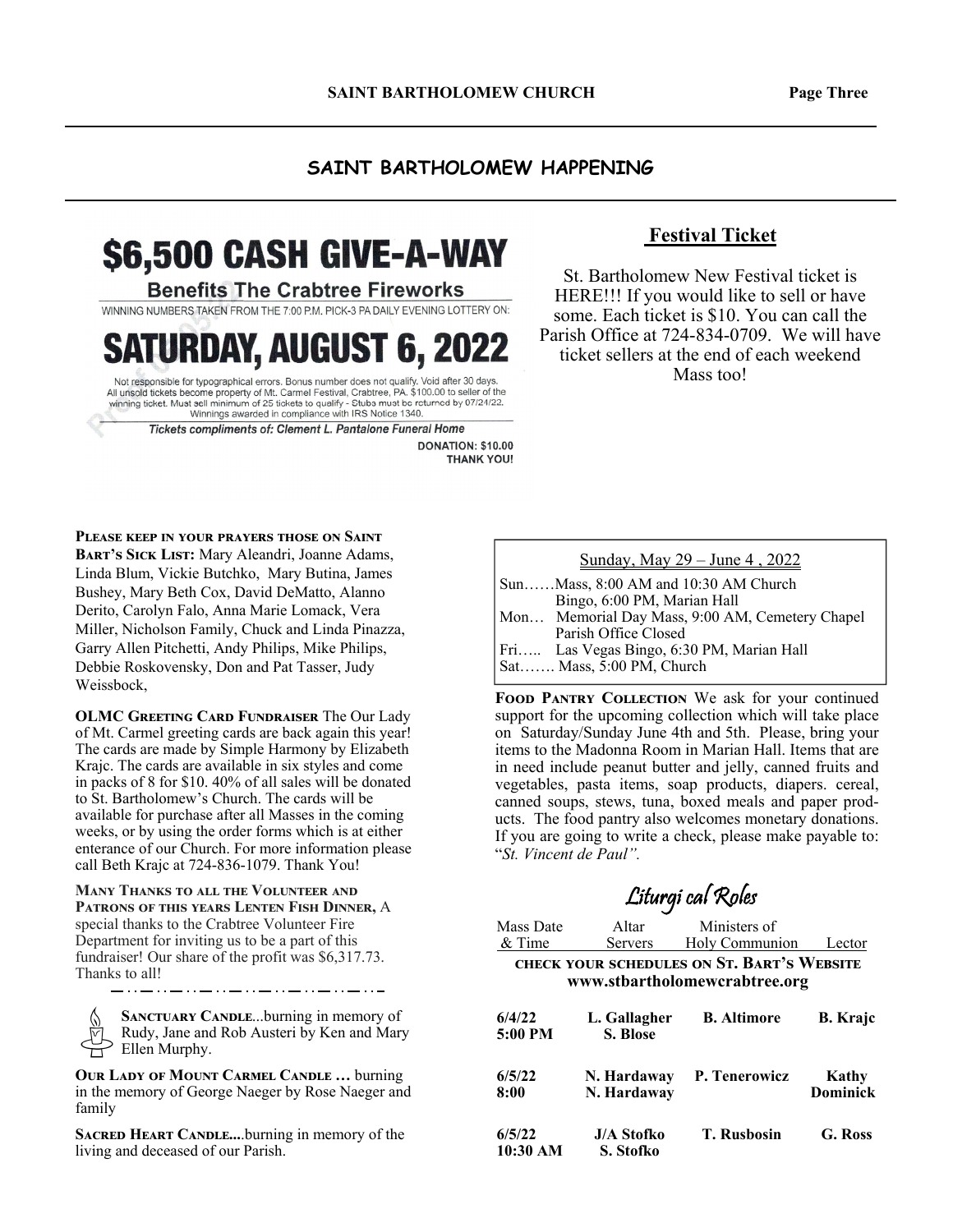## SAINT BARTHOLOMEW HAPPENING

# $6,500 CASH GIVE-A-WAY

**Benefits The Crabtree Fireworks**

WINNING NUMBERS TAKEN FROM THE 7:00 P.M. PICK-3 PA DAILY EVENING LOTTERY ON:

# SATURDAY, AUGUST 6, 2022

Not responsible for typographical errors. Bonus number does not qualify. Void after 30 days. All unsold tickets become property of Mt. Carmel Festival, Crabtree, PA. $100.00 to seller of the winning ticket. Must sell minimum of 25 tickets to qualify - Stubs must be returned by 07/24/22. Winnings awarded in compliance with IRS Notice 1340.

*Tickets compliments of: Clement L. Pantalone Funeral Home*

**DONATION: $10.00**
**THANK YOU!**

### Festival Ticket

St. Bartholomew New Festival ticket is HERE!!! If you would like to sell or have some. Each ticket is $10. You can call the Parish Office at 724-834-0709. We will have ticket sellers at the end of each weekend Mass too!

**Please keep in your prayers those on Saint Bart's Sick List:** Mary Aleandri, Joanne Adams, Linda Blum, Vickie Butchko, Mary Butina, James Bushey, Mary Beth Cox, David DeMatto, Alanno Derito, Carolyn Falo, Anna Marie Lomack, Vera Miller, Nicholson Family, Chuck and Linda Pinazza, Garry Allen Pitchetti, Andy Philips, Mike Philips, Debbie Roskovensky, Don and Pat Tasser, Judy Weissbock,

**OLMC Greeting Card Fundraiser** The Our Lady of Mt. Carmel greeting cards are back again this year! The cards are made by Simple Harmony by Elizabeth Krajc. The cards are available in six styles and come in packs of 8 for $10. 40% of all sales will be donated to St. Bartholomew's Church. The cards will be available for purchase after all Masses in the coming weeks, or by using the order forms which is at either enterance of our Church. For more information please call Beth Krajc at 724-836-1079. Thank You!

**Many Thanks to all the Volunteer and Patrons of this years Lenten Fish Dinner,** A special thanks to the Crabtree Volunteer Fire Department for inviting us to be a part of this fundraiser! Our share of the profit was $6,317.73. Thanks to all!

**Sanctuary Candle**...burning in memory of Rudy, Jane and Rob Austeri by Ken and Mary Ellen Murphy.

**Our Lady of Mount Carmel Candle …** burning in the memory of George Naeger by Rose Naeger and family

**Sacred Heart Candle....**burning in memory of the living and deceased of our Parish.

Sunday, May 29 – June 4 , 2022

Sun……Mass, 8:00 AM and 10:30 AM Church
Bingo, 6:00 PM, Marian Hall
Mon… Memorial Day Mass, 9:00 AM, Cemetery Chapel
Parish Office Closed
Fri….. Las Vegas Bingo, 6:30 PM, Marian Hall
Sat……. Mass, 5:00 PM, Church

**Food Pantry Collection** We ask for your continued support for the upcoming collection which will take place on Saturday/Sunday June 4th and 5th. Please, bring your items to the Madonna Room in Marian Hall. Items that are in need include peanut butter and jelly, canned fruits and vegetables, pasta items, soap products, diapers. cereal, canned soups, stews, tuna, boxed meals and paper products. The food pantry also welcomes monetary donations. If you are going to write a check, please make payable to: "*St. Vincent de Paul".*

## Liturgical Roles

**Check your schedules on St. Bart's Website**
**www.stbartholomewcrabtree.org**

| Mass Date & Time | Altar Servers | Ministers of Holy Communion | Lector |
|---|---|---|---|
| **6/4/22 5:00 PM** | **L. Gallagher S. Blose** | **B. Altimore** | **B. Krajc** |
| **6/5/22 8:00** | **N. Hardaway N. Hardaway** | **P. Tenerowicz** | **Kathy Dominick** |
| **6/5/22 10:30 AM** | **J/A Stofko S. Stofko** | **T. Rusbosin** | **G. Ross** |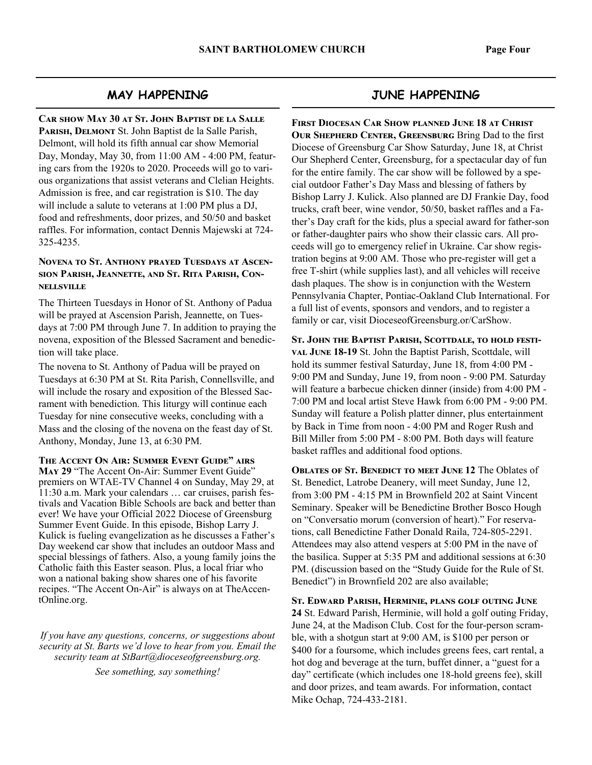## MAY HAPPENING

**Car show May 30 at St. John Baptist de la Salle Parish, Delmont** St. John Baptist de la Salle Parish, Delmont, will hold its fifth annual car show Memorial Day, Monday, May 30, from 11:00 AM - 4:00 PM, featuring cars from the 1920s to 2020. Proceeds will go to various organizations that assist veterans and Clelian Heights. Admission is free, and car registration is $10. The day will include a salute to veterans at 1:00 PM plus a DJ, food and refreshments, door prizes, and 50/50 and basket raffles. For information, contact Dennis Majewski at 724-325-4235.

**Novena to St. Anthony prayed Tuesdays at Ascension Parish, Jeannette, and St. Rita Parish, Connellsville**

The Thirteen Tuesdays in Honor of St. Anthony of Padua will be prayed at Ascension Parish, Jeannette, on Tuesdays at 7:00 PM through June 7. In addition to praying the novena, exposition of the Blessed Sacrament and benediction will take place.

The novena to St. Anthony of Padua will be prayed on Tuesdays at 6:30 PM at St. Rita Parish, Connellsville, and will include the rosary and exposition of the Blessed Sacrament with benediction. This liturgy will continue each Tuesday for nine consecutive weeks, concluding with a Mass and the closing of the novena on the feast day of St. Anthony, Monday, June 13, at 6:30 PM.

**The Accent On Air: Summer Event Guide" airs May 29** "The Accent On-Air: Summer Event Guide" premiers on WTAE-TV Channel 4 on Sunday, May 29, at 11:30 a.m. Mark your calendars … car cruises, parish festivals and Vacation Bible Schools are back and better than ever! We have your Official 2022 Diocese of Greensburg Summer Event Guide. In this episode, Bishop Larry J. Kulick is fueling evangelization as he discusses a Father's Day weekend car show that includes an outdoor Mass and special blessings of fathers. Also, a young family joins the Catholic faith this Easter season. Plus, a local friar who won a national baking show shares one of his favorite recipes. "The Accent On-Air" is always on at TheAccentOnline.org.

*If you have any questions, concerns, or suggestions about security at St. Barts we'd love to hear from you. Email the security team at StBart@dioceseofgreensburg.org.*

*See something, say something!*

## JUNE HAPPENING

**First Diocesan Car Show planned June 18 at Christ Our Shepherd Center, Greensburg** Bring Dad to the first Diocese of Greensburg Car Show Saturday, June 18, at Christ Our Shepherd Center, Greensburg, for a spectacular day of fun for the entire family. The car show will be followed by a special outdoor Father's Day Mass and blessing of fathers by Bishop Larry J. Kulick. Also planned are DJ Frankie Day, food trucks, craft beer, wine vendor, 50/50, basket raffles and a Father's Day craft for the kids, plus a special award for father-son or father-daughter pairs who show their classic cars. All proceeds will go to emergency relief in Ukraine. Car show registration begins at 9:00 AM. Those who pre-register will get a free T-shirt (while supplies last), and all vehicles will receive dash plaques. The show is in conjunction with the Western Pennsylvania Chapter, Pontiac-Oakland Club International. For a full list of events, sponsors and vendors, and to register a family or car, visit DioceseofGreensburg.or/CarShow.

**St. John the Baptist Parish, Scottdale, to hold festival June 18-19** St. John the Baptist Parish, Scottdale, will hold its summer festival Saturday, June 18, from 4:00 PM - 9:00 PM and Sunday, June 19, from noon - 9:00 PM. Saturday will feature a barbecue chicken dinner (inside) from 4:00 PM - 7:00 PM and local artist Steve Hawk from 6:00 PM - 9:00 PM. Sunday will feature a Polish platter dinner, plus entertainment by Back in Time from noon - 4:00 PM and Roger Rush and Bill Miller from 5:00 PM - 8:00 PM. Both days will feature basket raffles and additional food options.

**Oblates of St. Benedict to meet June 12** The Oblates of St. Benedict, Latrobe Deanery, will meet Sunday, June 12, from 3:00 PM - 4:15 PM in Brownfield 202 at Saint Vincent Seminary. Speaker will be Benedictine Brother Bosco Hough on "Conversatio morum (conversion of heart)." For reservations, call Benedictine Father Donald Raila, 724-805-2291. Attendees may also attend vespers at 5:00 PM in the nave of the basilica. Supper at 5:35 PM and additional sessions at 6:30 PM. (discussion based on the "Study Guide for the Rule of St. Benedict") in Brownfield 202 are also available;

**St. Edward Parish, Herminie, plans golf outing June 24** St. Edward Parish, Herminie, will hold a golf outing Friday, June 24, at the Madison Club. Cost for the four-person scramble, with a shotgun start at 9:00 AM, is $100 per person or $400 for a foursome, which includes greens fees, cart rental, a hot dog and beverage at the turn, buffet dinner, a "guest for a day" certificate (which includes one 18-hold greens fee), skill and door prizes, and team awards. For information, contact Mike Ochap, 724-433-2181.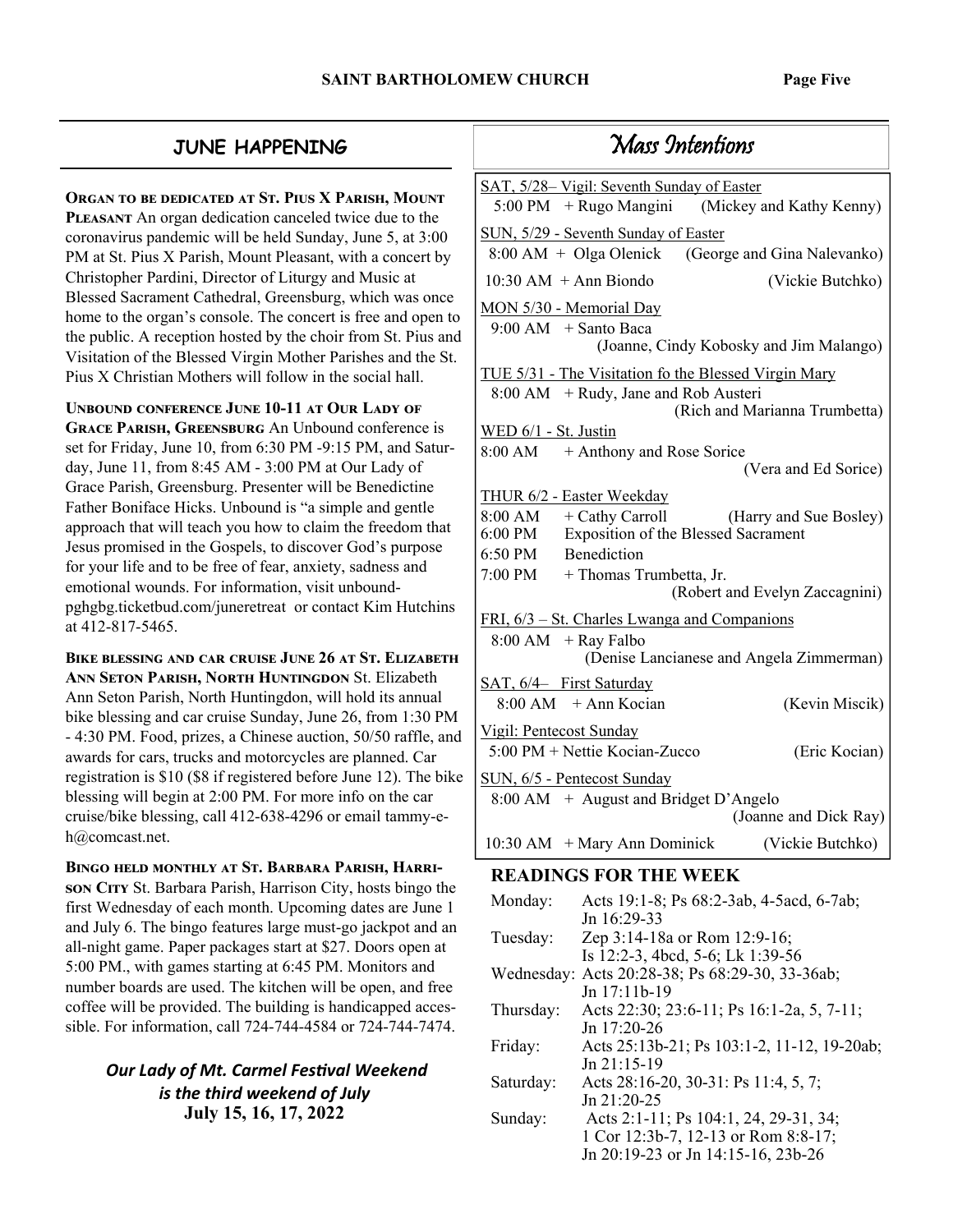## JUNE HAPPENING

**Organ to be dedicated at St. Pius X Parish, Mount Pleasant** An organ dedication canceled twice due to the coronavirus pandemic will be held Sunday, June 5, at 3:00 PM at St. Pius X Parish, Mount Pleasant, with a concert by Christopher Pardini, Director of Liturgy and Music at Blessed Sacrament Cathedral, Greensburg, which was once home to the organ's console. The concert is free and open to the public. A reception hosted by the choir from St. Pius and Visitation of the Blessed Virgin Mother Parishes and the St. Pius X Christian Mothers will follow in the social hall.

**Unbound conference June 10-11 at Our Lady of Grace Parish, Greensburg** An Unbound conference is set for Friday, June 10, from 6:30 PM -9:15 PM, and Saturday, June 11, from 8:45 AM - 3:00 PM at Our Lady of Grace Parish, Greensburg. Presenter will be Benedictine Father Boniface Hicks. Unbound is "a simple and gentle approach that will teach you how to claim the freedom that Jesus promised in the Gospels, to discover God's purpose for your life and to be free of fear, anxiety, sadness and emotional wounds. For information, visit unbound-pghgbg.ticketbud.com/juneretreat or contact Kim Hutchins at 412-817-5465.

**Bike blessing and car cruise June 26 at St. Elizabeth Ann Seton Parish, North Huntingdon** St. Elizabeth Ann Seton Parish, North Huntingdon, will hold its annual bike blessing and car cruise Sunday, June 26, from 1:30 PM - 4:30 PM. Food, prizes, a Chinese auction, 50/50 raffle, and awards for cars, trucks and motorcycles are planned. Car registration is $10 ($8 if registered before June 12). The bike blessing will begin at 2:00 PM. For more info on the car cruise/bike blessing, call 412-638-4296 or email tammy-e-h@comcast.net.

**Bingo held monthly at St. Barbara Parish, Harrison City** St. Barbara Parish, Harrison City, hosts bingo the first Wednesday of each month. Upcoming dates are June 1 and July 6. The bingo features large must-go jackpot and an all-night game. Paper packages start at $27. Doors open at 5:00 PM., with games starting at 6:45 PM. Monitors and number boards are used. The kitchen will be open, and free coffee will be provided. The building is handicapped accessible. For information, call 724-744-4584 or 724-744-7474.

***Our Lady of Mt. Carmel Festival Weekend is the third weekend of July***
**July 15, 16, 17, 2022**

## *Mass Intentions*

SAT, 5/28– Vigil: Seventh Sunday of Easter
5:00 PM + Rugo Mangini (Mickey and Kathy Kenny)

SUN, 5/29 - Seventh Sunday of Easter
8:00 AM + Olga Olenick (George and Gina Nalevanko)
10:30 AM + Ann Biondo (Vickie Butchko)

MON 5/30 - Memorial Day
9:00 AM + Santo Baca (Joanne, Cindy Kobosky and Jim Malango)

TUE 5/31 - The Visitation fo the Blessed Virgin Mary
8:00 AM + Rudy, Jane and Rob Austeri (Rich and Marianna Trumbetta)

WED 6/1 - St. Justin
8:00 AM + Anthony and Rose Sorice (Vera and Ed Sorice)

THUR 6/2 - Easter Weekday
8:00 AM + Cathy Carroll (Harry and Sue Bosley)
6:00 PM Exposition of the Blessed Sacrament
6:50 PM Benediction
7:00 PM + Thomas Trumbetta, Jr. (Robert and Evelyn Zaccagnini)

FRI, 6/3 – St. Charles Lwanga and Companions
8:00 AM + Ray Falbo (Denise Lancianese and Angela Zimmerman)

SAT, 6/4– First Saturday
8:00 AM + Ann Kocian (Kevin Miscik)

Vigil: Pentecost Sunday
5:00 PM + Nettie Kocian-Zucco (Eric Kocian)

SUN, 6/5 - Pentecost Sunday
8:00 AM + August and Bridget D'Angelo (Joanne and Dick Ray)
10:30 AM + Mary Ann Dominick (Vickie Butchko)

## READINGS FOR THE WEEK

| | |
|---|---|
| Monday: | Acts 19:1-8; Ps 68:2-3ab, 4-5acd, 6-7ab; Jn 16:29-33 |
| Tuesday: | Zep 3:14-18a or Rom 12:9-16; Is 12:2-3, 4bcd, 5-6; Lk 1:39-56 |
| Wednesday: | Acts 20:28-38; Ps 68:29-30, 33-36ab; Jn 17:11b-19 |
| Thursday: | Acts 22:30; 23:6-11; Ps 16:1-2a, 5, 7-11; Jn 17:20-26 |
| Friday: | Acts 25:13b-21; Ps 103:1-2, 11-12, 19-20ab; Jn 21:15-19 |
| Saturday: | Acts 28:16-20, 30-31: Ps 11:4, 5, 7; Jn 21:20-25 |
| Sunday: | Acts 2:1-11; Ps 104:1, 24, 29-31, 34; 1 Cor 12:3b-7, 12-13 or Rom 8:8-17; Jn 20:19-23 or Jn 14:15-16, 23b-26 |